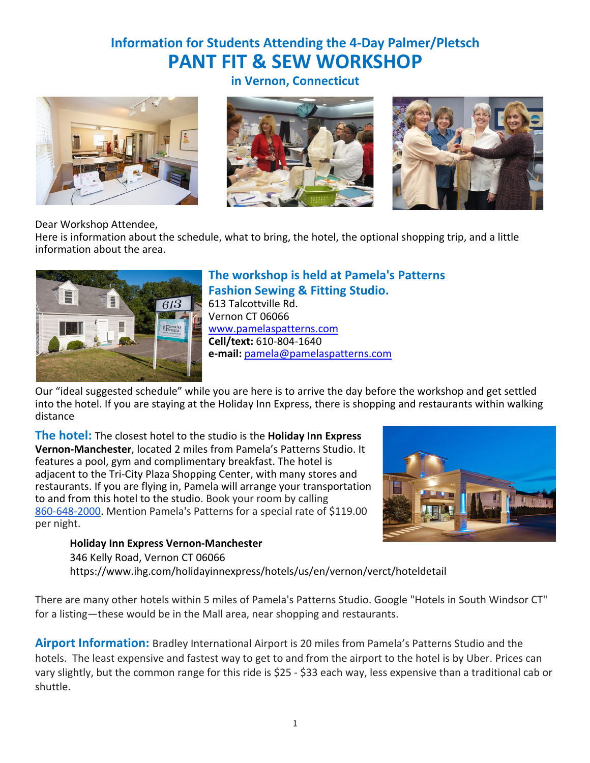# Information for Students Attending the 4-Day Palmer/Pletsch

# PANT FIT & SEW WORKSHOP

## in Vernon, Connecticut

Dear Workshop Attendee,
Here is information about the schedule, what to bring, the hotel, the optional shopping trip, and a little information about the area.

### The workshop is held at Pamela's Patterns Fashion Sewing & Fitting Studio.

613 Talcottville Rd.
Vernon CT 06066
www.pamelaspatterns.com
**Cell/text:** 610-804-1640
**e-mail:** pamela@pamelaspatterns.com

Our "ideal suggested schedule" while you are here is to arrive the day before the workshop and get settled into the hotel. If you are staying at the Holiday Inn Express, there is shopping and restaurants within walking distance

**The hotel:** The closest hotel to the studio is the **Holiday Inn Express Vernon-Manchester**, located 2 miles from Pamela's Patterns Studio. It features a pool, gym and complimentary breakfast. The hotel is adjacent to the Tri-City Plaza Shopping Center, with many stores and restaurants. If you are flying in, Pamela will arrange your transportation to and from this hotel to the studio. Book your room by calling 860-648-2000. Mention Pamela's Patterns for a special rate of $119.00 per night.

> **Holiday Inn Express Vernon-Manchester**
> 346 Kelly Road, Vernon CT 06066
> https://www.ihg.com/holidayinnexpress/hotels/us/en/vernon/verct/hoteldetail

There are many other hotels within 5 miles of Pamela's Patterns Studio. Google "Hotels in South Windsor CT" for a listing—these would be in the Mall area, near shopping and restaurants.

**Airport Information:** Bradley International Airport is 20 miles from Pamela's Patterns Studio and the hotels. The least expensive and fastest way to get to and from the airport to the hotel is by Uber. Prices can vary slightly, but the common range for this ride is $25 - $33 each way, less expensive than a traditional cab or shuttle.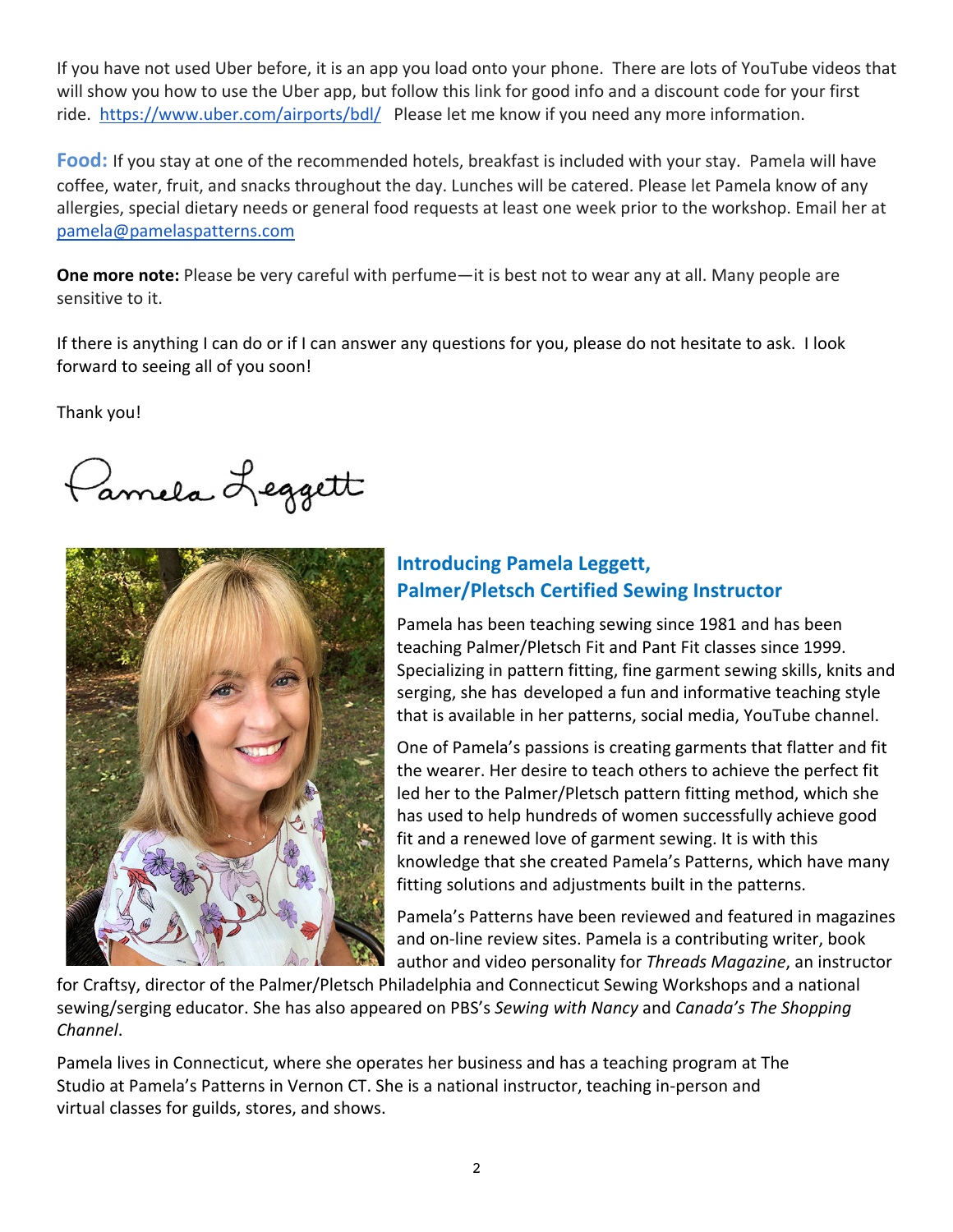If you have not used Uber before, it is an app you load onto your phone. There are lots of YouTube videos that will show you how to use the Uber app, but follow this link for good info and a discount code for your first ride. https://www.uber.com/airports/bdl/ Please let me know if you need any more information.

**Food:** If you stay at one of the recommended hotels, breakfast is included with your stay. Pamela will have coffee, water, fruit, and snacks throughout the day. Lunches will be catered. Please let Pamela know of any allergies, special dietary needs or general food requests at least one week prior to the workshop. Email her at pamela@pamelaspatterns.com

**One more note:** Please be very careful with perfume—it is best not to wear any at all. Many people are sensitive to it.

If there is anything I can do or if I can answer any questions for you, please do not hesitate to ask. I look forward to seeing all of you soon!

Thank you!

Pamela Leggett

## Introducing Pamela Leggett, Palmer/Pletsch Certified Sewing Instructor

Pamela has been teaching sewing since 1981 and has been teaching Palmer/Pletsch Fit and Pant Fit classes since 1999. Specializing in pattern fitting, fine garment sewing skills, knits and serging, she has developed a fun and informative teaching style that is available in her patterns, social media, YouTube channel.

One of Pamela's passions is creating garments that flatter and fit the wearer. Her desire to teach others to achieve the perfect fit led her to the Palmer/Pletsch pattern fitting method, which she has used to help hundreds of women successfully achieve good fit and a renewed love of garment sewing. It is with this knowledge that she created Pamela's Patterns, which have many fitting solutions and adjustments built in the patterns.

Pamela's Patterns have been reviewed and featured in magazines and on-line review sites. Pamela is a contributing writer, book author and video personality for *Threads Magazine*, an instructor for Craftsy, director of the Palmer/Pletsch Philadelphia and Connecticut Sewing Workshops and a national sewing/serging educator. She has also appeared on PBS's *Sewing with Nancy* and *Canada's The Shopping Channel*.

Pamela lives in Connecticut, where she operates her business and has a teaching program at The Studio at Pamela's Patterns in Vernon CT. She is a national instructor, teaching in-person and virtual classes for guilds, stores, and shows.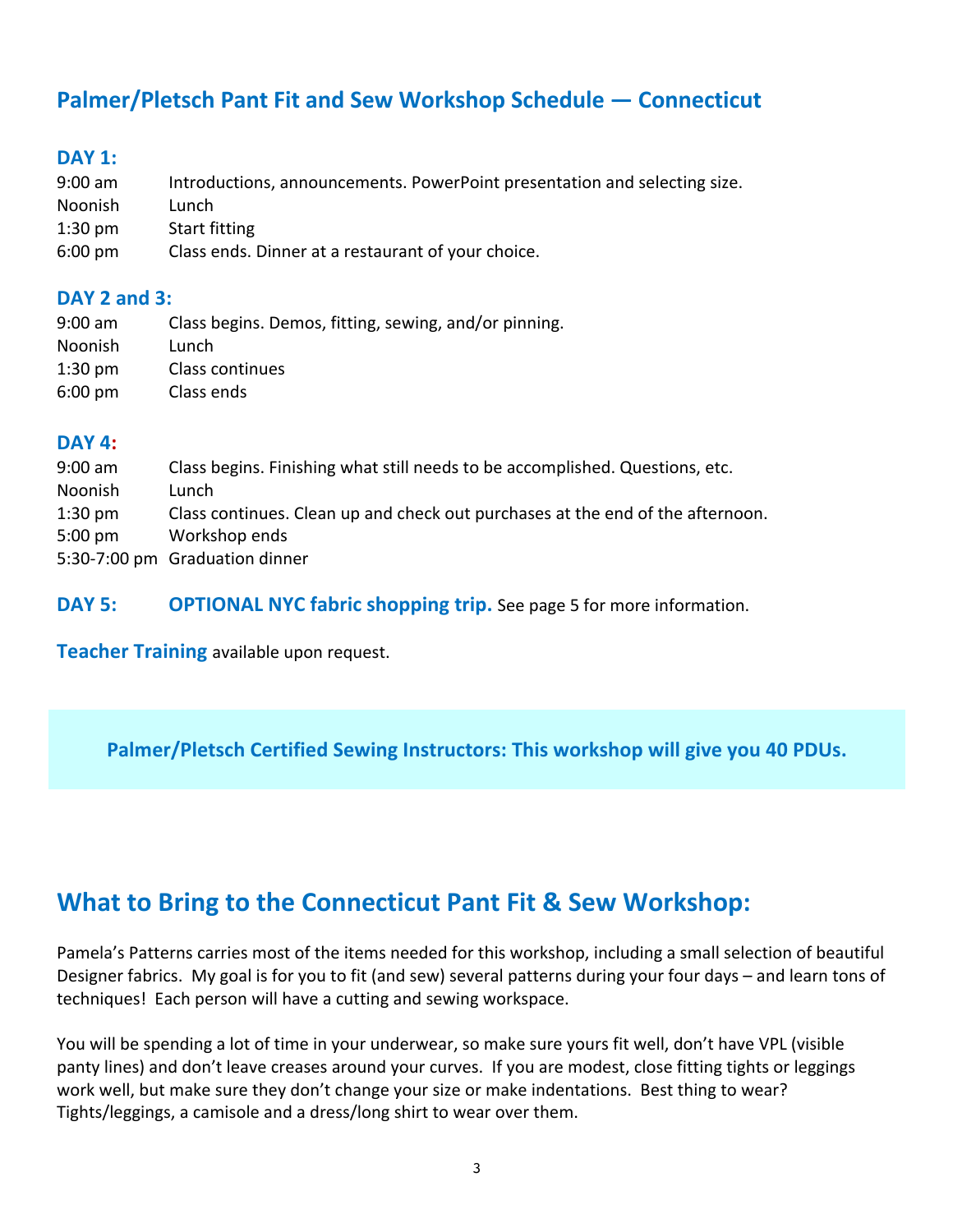## Palmer/Pletsch Pant Fit and Sew Workshop Schedule — Connecticut

### DAY 1:

| | |
|---|---|
| 9:00 am | Introductions, announcements. PowerPoint presentation and selecting size. |
| Noonish | Lunch |
| 1:30 pm | Start fitting |
| 6:00 pm | Class ends. Dinner at a restaurant of your choice. |

### DAY 2 and 3:

| | |
|---|---|
| 9:00 am | Class begins. Demos, fitting, sewing, and/or pinning. |
| Noonish | Lunch |
| 1:30 pm | Class continues |
| 6:00 pm | Class ends |

### DAY 4:

| | |
|---|---|
| 9:00 am | Class begins. Finishing what still needs to be accomplished. Questions, etc. |
| Noonish | Lunch |
| 1:30 pm | Class continues. Clean up and check out purchases at the end of the afternoon. |
| 5:00 pm | Workshop ends |
| 5:30-7:00 pm | Graduation dinner |

**DAY 5:** **OPTIONAL NYC fabric shopping trip.** See page 5 for more information.

**Teacher Training** available upon request.

**Palmer/Pletsch Certified Sewing Instructors: This workshop will give you 40 PDUs.**

## What to Bring to the Connecticut Pant Fit & Sew Workshop:

Pamela's Patterns carries most of the items needed for this workshop, including a small selection of beautiful Designer fabrics. My goal is for you to fit (and sew) several patterns during your four days – and learn tons of techniques! Each person will have a cutting and sewing workspace.

You will be spending a lot of time in your underwear, so make sure yours fit well, don't have VPL (visible panty lines) and don't leave creases around your curves. If you are modest, close fitting tights or leggings work well, but make sure they don't change your size or make indentations. Best thing to wear? Tights/leggings, a camisole and a dress/long shirt to wear over them.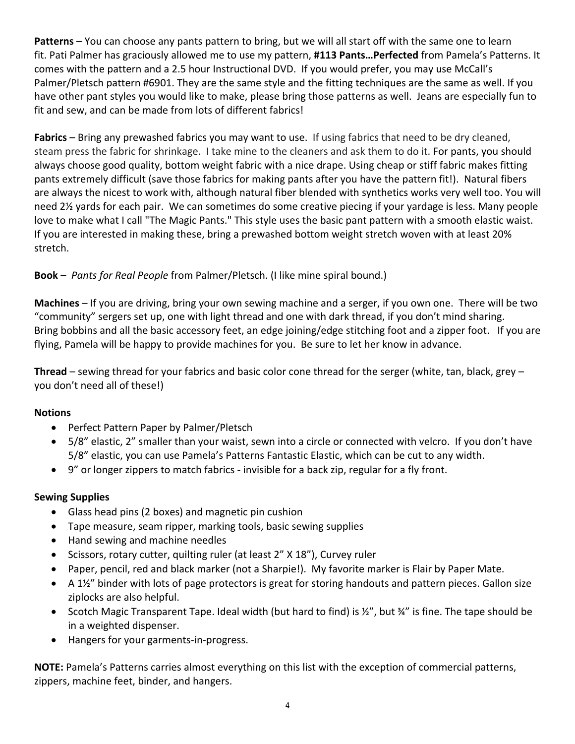**Patterns** – You can choose any pants pattern to bring, but we will all start off with the same one to learn fit. Pati Palmer has graciously allowed me to use my pattern, **#113 Pants…Perfected** from Pamela's Patterns. It comes with the pattern and a 2.5 hour Instructional DVD. If you would prefer, you may use McCall's Palmer/Pletsch pattern #6901. They are the same style and the fitting techniques are the same as well. If you have other pant styles you would like to make, please bring those patterns as well. Jeans are especially fun to fit and sew, and can be made from lots of different fabrics!

**Fabrics** – Bring any prewashed fabrics you may want to use. If using fabrics that need to be dry cleaned, steam press the fabric for shrinkage. I take mine to the cleaners and ask them to do it. For pants, you should always choose good quality, bottom weight fabric with a nice drape. Using cheap or stiff fabric makes fitting pants extremely difficult (save those fabrics for making pants after you have the pattern fit!). Natural fibers are always the nicest to work with, although natural fiber blended with synthetics works very well too. You will need 2½ yards for each pair. We can sometimes do some creative piecing if your yardage is less. Many people love to make what I call "The Magic Pants." This style uses the basic pant pattern with a smooth elastic waist. If you are interested in making these, bring a prewashed bottom weight stretch woven with at least 20% stretch.

**Book** – *Pants for Real People* from Palmer/Pletsch. (I like mine spiral bound.)

**Machines** – If you are driving, bring your own sewing machine and a serger, if you own one. There will be two "community" sergers set up, one with light thread and one with dark thread, if you don't mind sharing. Bring bobbins and all the basic accessory feet, an edge joining/edge stitching foot and a zipper foot. If you are flying, Pamela will be happy to provide machines for you. Be sure to let her know in advance.

**Thread** – sewing thread for your fabrics and basic color cone thread for the serger (white, tan, black, grey – you don't need all of these!)

**Notions**

- Perfect Pattern Paper by Palmer/Pletsch
- 5/8" elastic, 2" smaller than your waist, sewn into a circle or connected with velcro. If you don't have 5/8" elastic, you can use Pamela's Patterns Fantastic Elastic, which can be cut to any width.
- 9" or longer zippers to match fabrics - invisible for a back zip, regular for a fly front.

**Sewing Supplies**

- Glass head pins (2 boxes) and magnetic pin cushion
- Tape measure, seam ripper, marking tools, basic sewing supplies
- Hand sewing and machine needles
- Scissors, rotary cutter, quilting ruler (at least 2" X 18"), Curvey ruler
- Paper, pencil, red and black marker (not a Sharpie!). My favorite marker is Flair by Paper Mate.
- A 1½" binder with lots of page protectors is great for storing handouts and pattern pieces. Gallon size ziplocks are also helpful.
- Scotch Magic Transparent Tape. Ideal width (but hard to find) is ½", but ¾" is fine. The tape should be in a weighted dispenser.
- Hangers for your garments-in-progress.

**NOTE:** Pamela's Patterns carries almost everything on this list with the exception of commercial patterns, zippers, machine feet, binder, and hangers.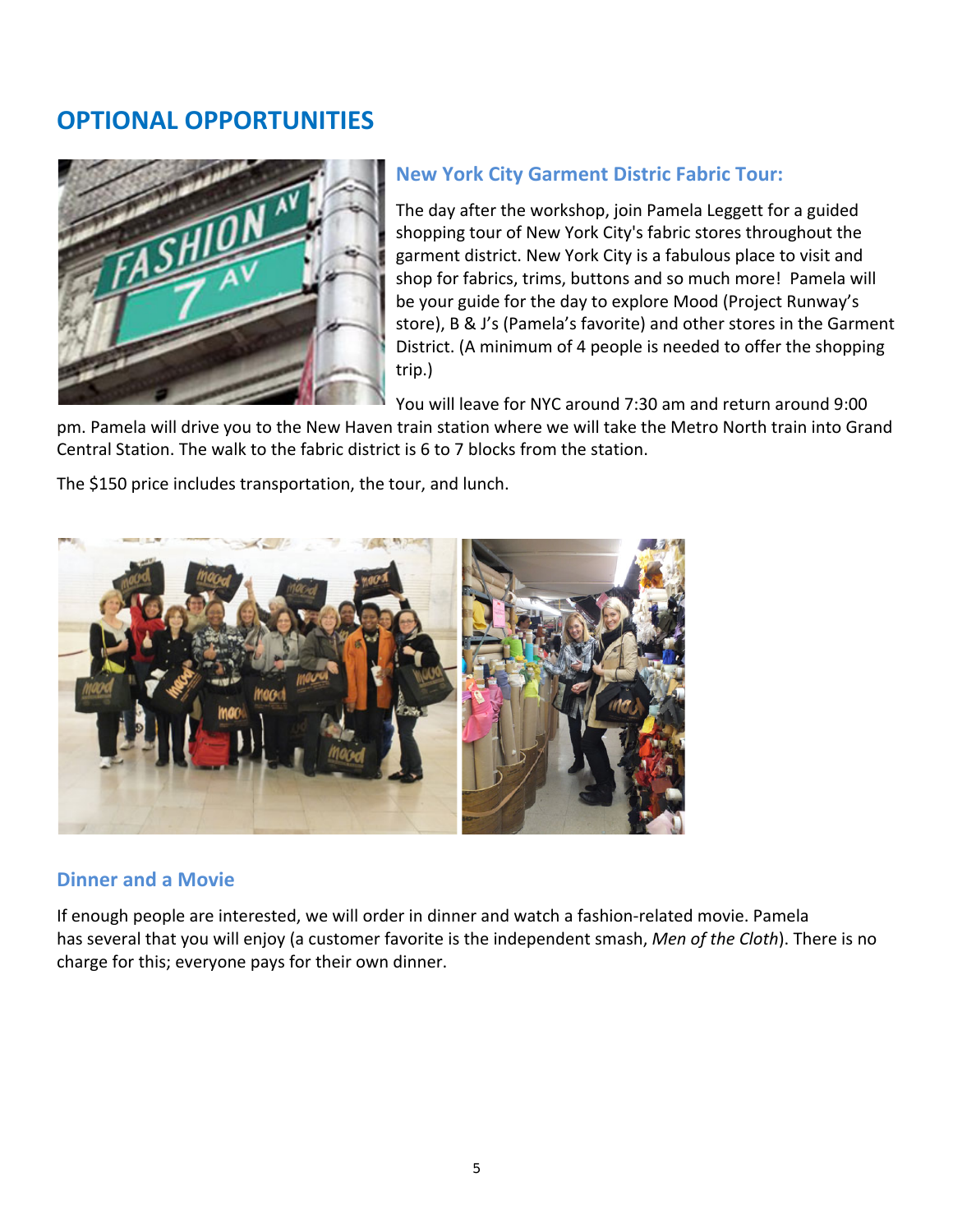## OPTIONAL OPPORTUNITIES

### New York City Garment Distric Fabric Tour:

The day after the workshop, join Pamela Leggett for a guided shopping tour of New York City's fabric stores throughout the garment district. New York City is a fabulous place to visit and shop for fabrics, trims, buttons and so much more! Pamela will be your guide for the day to explore Mood (Project Runway's store), B & J's (Pamela's favorite) and other stores in the Garment District. (A minimum of 4 people is needed to offer the shopping trip.)

You will leave for NYC around 7:30 am and return around 9:00 pm. Pamela will drive you to the New Haven train station where we will take the Metro North train into Grand Central Station. The walk to the fabric district is 6 to 7 blocks from the station.

The $150 price includes transportation, the tour, and lunch.

### Dinner and a Movie

If enough people are interested, we will order in dinner and watch a fashion-related movie. Pamela has several that you will enjoy (a customer favorite is the independent smash, *Men of the Cloth*). There is no charge for this; everyone pays for their own dinner.